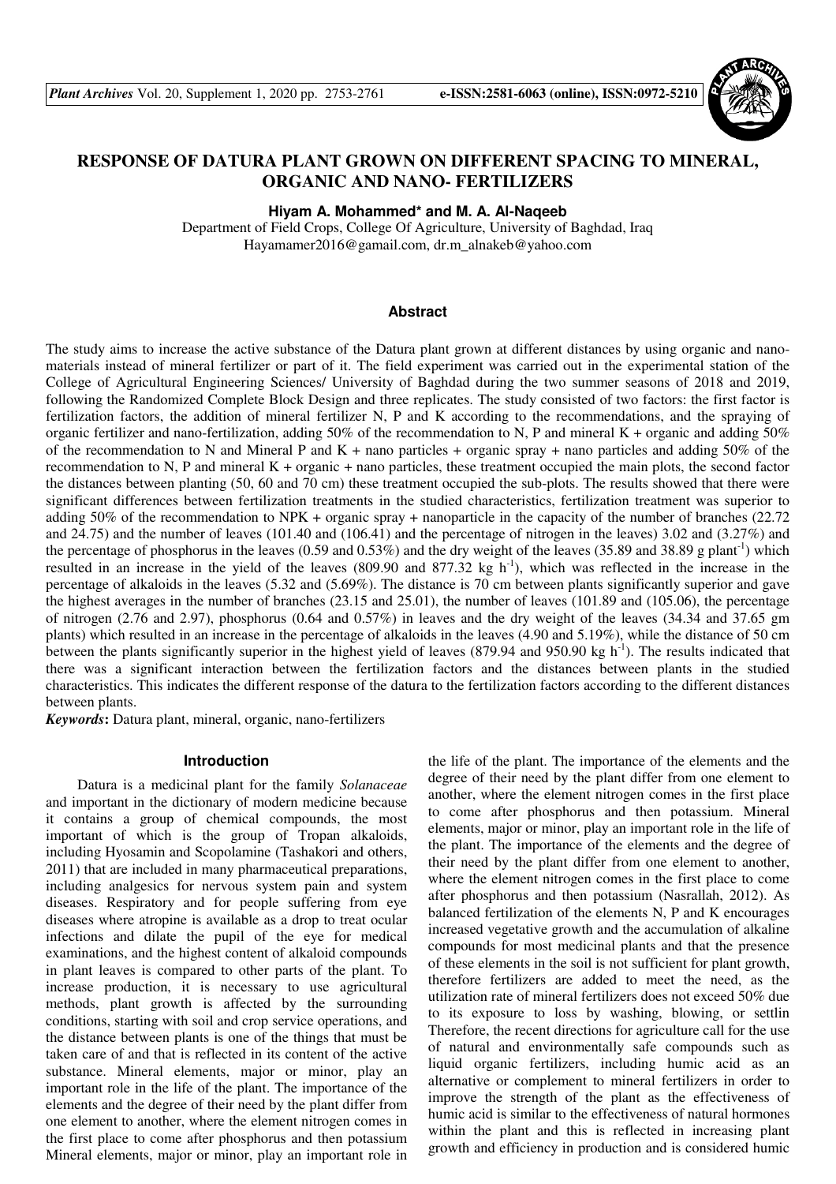# RESPONSE OF DATURA PLANT GROWN ON DIFFERENT SPACING TO MINERAL, ORGANIC AND NANO- FERTILIZERS

**Hiyam A. Mohammed* and M. A. Al-Naqeeb**

Department of Field Crops, College Of Agriculture, University of Baghdad, Iraq
Hayamamer2016@gamail.com, dr.m_alnakeb@yahoo.com

## Abstract

The study aims to increase the active substance of the Datura plant grown at different distances by using organic and nano-materials instead of mineral fertilizer or part of it. The field experiment was carried out in the experimental station of the College of Agricultural Engineering Sciences/ University of Baghdad during the two summer seasons of 2018 and 2019, following the Randomized Complete Block Design and three replicates. The study consisted of two factors: the first factor is fertilization factors, the addition of mineral fertilizer N, P and K according to the recommendations, and the spraying of organic fertilizer and nano-fertilization, adding 50% of the recommendation to N, P and mineral K + organic and adding 50% of the recommendation to N and Mineral P and K + nano particles + organic spray + nano particles and adding 50% of the recommendation to N, P and mineral K + organic + nano particles, these treatment occupied the main plots, the second factor the distances between planting (50, 60 and 70 cm) these treatment occupied the sub-plots. The results showed that there were significant differences between fertilization treatments in the studied characteristics, fertilization treatment was superior to adding 50% of the recommendation to NPK + organic spray + nanoparticle in the capacity of the number of branches (22.72 and 24.75) and the number of leaves (101.40 and (106.41) and the percentage of nitrogen in the leaves) 3.02 and (3.27%) and the percentage of phosphorus in the leaves (0.59 and 0.53%) and the dry weight of the leaves (35.89 and 38.89 g plant$^{-1}$) which resulted in an increase in the yield of the leaves (809.90 and 877.32 kg h$^{-1}$), which was reflected in the increase in the percentage of alkaloids in the leaves (5.32 and (5.69%). The distance is 70 cm between plants significantly superior and gave the highest averages in the number of branches (23.15 and 25.01), the number of leaves (101.89 and (105.06), the percentage of nitrogen (2.76 and 2.97), phosphorus (0.64 and 0.57%) in leaves and the dry weight of the leaves (34.34 and 37.65 gm plants) which resulted in an increase in the percentage of alkaloids in the leaves (4.90 and 5.19%), while the distance of 50 cm between the plants significantly superior in the highest yield of leaves (879.94 and 950.90 kg h$^{-1}$). The results indicated that there was a significant interaction between the fertilization factors and the distances between plants in the studied characteristics. This indicates the different response of the datura to the fertilization factors according to the different distances between plants.

***Keywords*:** Datura plant, mineral, organic, nano-fertilizers

## Introduction

Datura is a medicinal plant for the family *Solanaceae* and important in the dictionary of modern medicine because it contains a group of chemical compounds, the most important of which is the group of Tropan alkaloids, including Hyosamin and Scopolamine (Tashakori and others, 2011) that are included in many pharmaceutical preparations, including analgesics for nervous system pain and system diseases. Respiratory and for people suffering from eye diseases where atropine is available as a drop to treat ocular infections and dilate the pupil of the eye for medical examinations, and the highest content of alkaloid compounds in plant leaves is compared to other parts of the plant. To increase production, it is necessary to use agricultural methods, plant growth is affected by the surrounding conditions, starting with soil and crop service operations, and the distance between plants is one of the things that must be taken care of and that is reflected in its content of the active substance. Mineral elements, major or minor, play an important role in the life of the plant. The importance of the elements and the degree of their need by the plant differ from one element to another, where the element nitrogen comes in the first place to come after phosphorus and then potassium Mineral elements, major or minor, play an important role in the life of the plant. The importance of the elements and the degree of their need by the plant differ from one element to another, where the element nitrogen comes in the first place to come after phosphorus and then potassium. Mineral elements, major or minor, play an important role in the life of the plant. The importance of the elements and the degree of their need by the plant differ from one element to another, where the element nitrogen comes in the first place to come after phosphorus and then potassium (Nasrallah, 2012). As balanced fertilization of the elements N, P and K encourages increased vegetative growth and the accumulation of alkaline compounds for most medicinal plants and that the presence of these elements in the soil is not sufficient for plant growth, therefore fertilizers are added to meet the need, as the utilization rate of mineral fertilizers does not exceed 50% due to its exposure to loss by washing, blowing, or settlin Therefore, the recent directions for agriculture call for the use of natural and environmentally safe compounds such as liquid organic fertilizers, including humic acid as an alternative or complement to mineral fertilizers in order to improve the strength of the plant as the effectiveness of humic acid is similar to the effectiveness of natural hormones within the plant and this is reflected in increasing plant growth and efficiency in production and is considered humic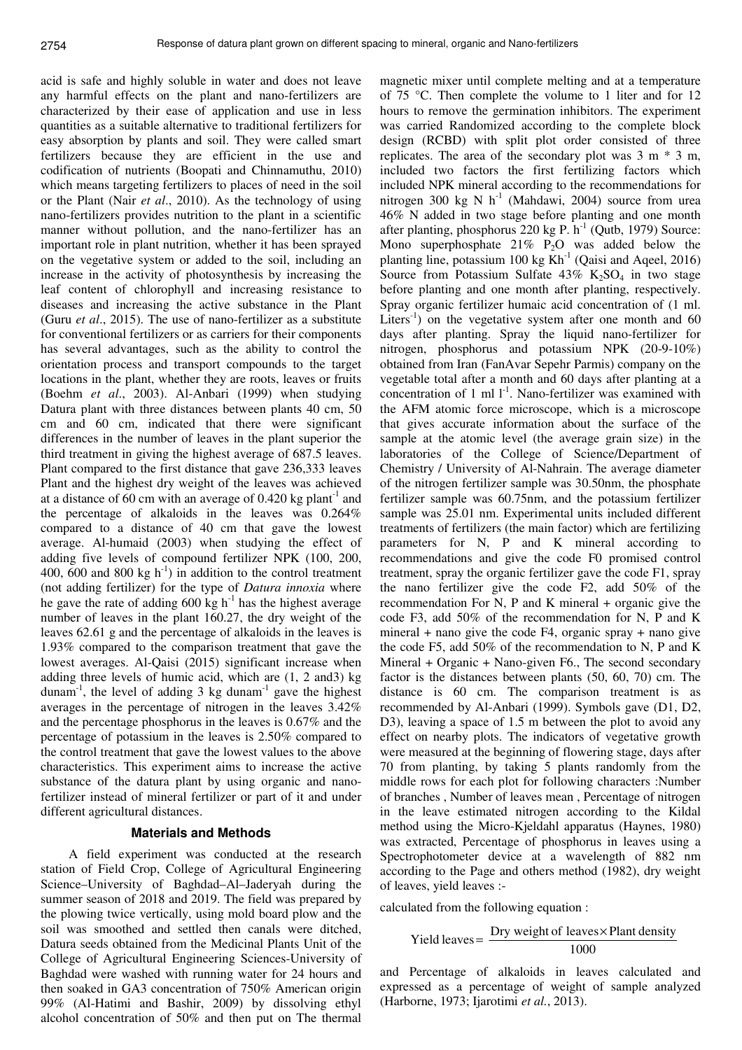acid is safe and highly soluble in water and does not leave any harmful effects on the plant and nano-fertilizers are characterized by their ease of application and use in less quantities as a suitable alternative to traditional fertilizers for easy absorption by plants and soil. They were called smart fertilizers because they are efficient in the use and codification of nutrients (Boopati and Chinnamuthu, 2010) which means targeting fertilizers to places of need in the soil or the Plant (Nair *et al*., 2010). As the technology of using nano-fertilizers provides nutrition to the plant in a scientific manner without pollution, and the nano-fertilizer has an important role in plant nutrition, whether it has been sprayed on the vegetative system or added to the soil, including an increase in the activity of photosynthesis by increasing the leaf content of chlorophyll and increasing resistance to diseases and increasing the active substance in the Plant (Guru *et al*., 2015). The use of nano-fertilizer as a substitute for conventional fertilizers or as carriers for their components has several advantages, such as the ability to control the orientation process and transport compounds to the target locations in the plant, whether they are roots, leaves or fruits (Boehm *et al*., 2003). Al-Anbari (1999) when studying Datura plant with three distances between plants 40 cm, 50 cm and 60 cm, indicated that there were significant differences in the number of leaves in the plant superior the third treatment in giving the highest average of 687.5 leaves. Plant compared to the first distance that gave 236,333 leaves Plant and the highest dry weight of the leaves was achieved at a distance of 60 cm with an average of 0.420 kg plant$^{-1}$ and the percentage of alkaloids in the leaves was 0.264% compared to a distance of 40 cm that gave the lowest average. Al-humaid (2003) when studying the effect of adding five levels of compound fertilizer NPK (100, 200, 400, 600 and 800 kg h$^{-1}$) in addition to the control treatment (not adding fertilizer) for the type of *Datura innoxia* where he gave the rate of adding 600 kg h$^{-1}$ has the highest average number of leaves in the plant 160.27, the dry weight of the leaves 62.61 g and the percentage of alkaloids in the leaves is 1.93% compared to the comparison treatment that gave the lowest averages. Al-Qaisi (2015) significant increase when adding three levels of humic acid, which are (1, 2 and3) kg dunam$^{-1}$, the level of adding 3 kg dunam$^{-1}$ gave the highest averages in the percentage of nitrogen in the leaves 3.42% and the percentage phosphorus in the leaves is 0.67% and the percentage of potassium in the leaves is 2.50% compared to the control treatment that gave the lowest values to the above characteristics. This experiment aims to increase the active substance of the datura plant by using organic and nano-fertilizer instead of mineral fertilizer or part of it and under different agricultural distances.

## Materials and Methods

A field experiment was conducted at the research station of Field Crop, College of Agricultural Engineering Science–University of Baghdad–Al–Jaderyah during the summer season of 2018 and 2019. The field was prepared by the plowing twice vertically, using mold board plow and the soil was smoothed and settled then canals were ditched, Datura seeds obtained from the Medicinal Plants Unit of the College of Agricultural Engineering Sciences-University of Baghdad were washed with running water for 24 hours and then soaked in GA3 concentration of 750% American origin 99% (Al-Hatimi and Bashir, 2009) by dissolving ethyl alcohol concentration of 50% and then put on The thermal magnetic mixer until complete melting and at a temperature of 75 °C. Then complete the volume to 1 liter and for 12 hours to remove the germination inhibitors. The experiment was carried Randomized according to the complete block design (RCBD) with split plot order consisted of three replicates. The area of the secondary plot was 3 m * 3 m, included two factors the first fertilizing factors which included NPK mineral according to the recommendations for nitrogen 300 kg N h$^{-1}$ (Mahdawi, 2004) source from urea 46% N added in two stage before planting and one month after planting, phosphorus 220 kg P. h$^{-1}$ (Qutb, 1979) Source: Mono superphosphate 21% $P_2O$ was added below the planting line, potassium 100 kg Kh$^{-1}$ (Qaisi and Aqeel, 2016) Source from Potassium Sulfate 43% $K_2SO_4$ in two stage before planting and one month after planting, respectively. Spray organic fertilizer humaic acid concentration of (1 ml. Liters$^{-1}$) on the vegetative system after one month and 60 days after planting. Spray the liquid nano-fertilizer for nitrogen, phosphorus and potassium NPK (20-9-10%) obtained from Iran (FanAvar Sepehr Parmis) company on the vegetable total after a month and 60 days after planting at a concentration of 1 ml l$^{-1}$. Nano-fertilizer was examined with the AFM atomic force microscope, which is a microscope that gives accurate information about the surface of the sample at the atomic level (the average grain size) in the laboratories of the College of Science/Department of Chemistry / University of Al-Nahrain. The average diameter of the nitrogen fertilizer sample was 30.50nm, the phosphate fertilizer sample was 60.75nm, and the potassium fertilizer sample was 25.01 nm. Experimental units included different treatments of fertilizers (the main factor) which are fertilizing parameters for N, P and K mineral according to recommendations and give the code F0 promised control treatment, spray the organic fertilizer gave the code F1, spray the nano fertilizer give the code F2, add 50% of the recommendation For N, P and K mineral + organic give the code F3, add 50% of the recommendation for N, P and K mineral + nano give the code F4, organic spray + nano give the code F5, add 50% of the recommendation to N, P and K Mineral + Organic + Nano-given F6., The second secondary factor is the distances between plants (50, 60, 70) cm. The distance is 60 cm. The comparison treatment is as recommended by Al-Anbari (1999). Symbols gave (D1, D2, D3), leaving a space of 1.5 m between the plot to avoid any effect on nearby plots. The indicators of vegetative growth were measured at the beginning of flowering stage, days after 70 from planting, by taking 5 plants randomly from the middle rows for each plot for following characters :Number of branches , Number of leaves mean , Percentage of nitrogen in the leave estimated nitrogen according to the Kildal method using the Micro-Kjeldahl apparatus (Haynes, 1980) was extracted, Percentage of phosphorus in leaves using a Spectrophotometer device at a wavelength of 882 nm according to the Page and others method (1982), dry weight of leaves, yield leaves :-

calculated from the following equation :

$$\text{Yield leaves} = \frac{\text{Dry weight of leaves} \times \text{Plant density}}{1000}$$

and Percentage of alkaloids in leaves calculated and expressed as a percentage of weight of sample analyzed (Harborne, 1973; Ijarotimi *et al.*, 2013).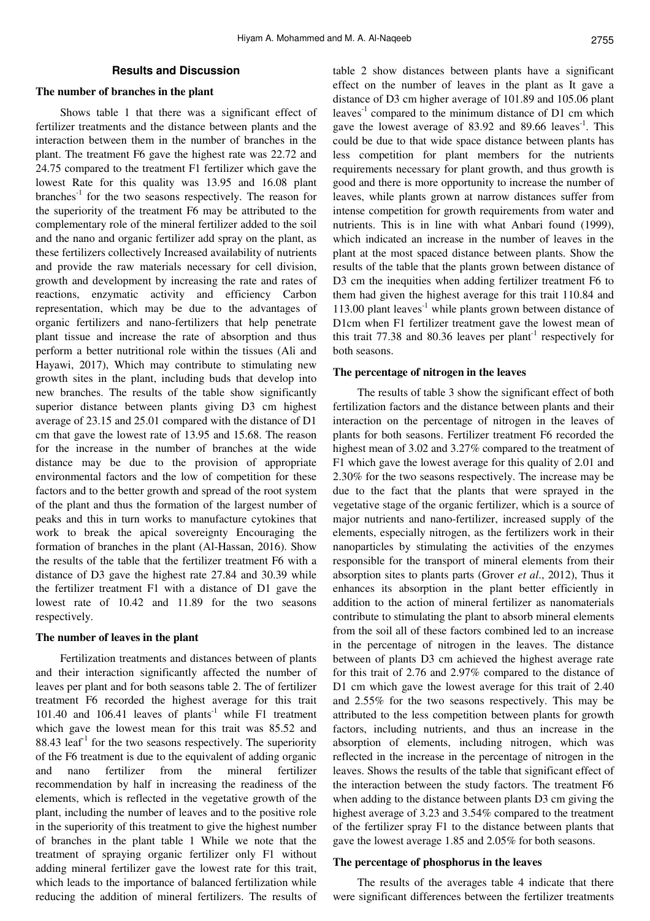## Results and Discussion

### The number of branches in the plant

Shows table 1 that there was a significant effect of fertilizer treatments and the distance between plants and the interaction between them in the number of branches in the plant. The treatment F6 gave the highest rate was 22.72 and 24.75 compared to the treatment F1 fertilizer which gave the lowest Rate for this quality was 13.95 and 16.08 plant branches$^{-1}$ for the two seasons respectively. The reason for the superiority of the treatment F6 may be attributed to the complementary role of the mineral fertilizer added to the soil and the nano and organic fertilizer add spray on the plant, as these fertilizers collectively Increased availability of nutrients and provide the raw materials necessary for cell division, growth and development by increasing the rate and rates of reactions, enzymatic activity and efficiency Carbon representation, which may be due to the advantages of organic fertilizers and nano-fertilizers that help penetrate plant tissue and increase the rate of absorption and thus perform a better nutritional role within the tissues (Ali and Hayawi, 2017), Which may contribute to stimulating new growth sites in the plant, including buds that develop into new branches. The results of the table show significantly superior distance between plants giving D3 cm highest average of 23.15 and 25.01 compared with the distance of D1 cm that gave the lowest rate of 13.95 and 15.68. The reason for the increase in the number of branches at the wide distance may be due to the provision of appropriate environmental factors and the low of competition for these factors and to the better growth and spread of the root system of the plant and thus the formation of the largest number of peaks and this in turn works to manufacture cytokines that work to break the apical sovereignty Encouraging the formation of branches in the plant (Al-Hassan, 2016). Show the results of the table that the fertilizer treatment F6 with a distance of D3 gave the highest rate 27.84 and 30.39 while the fertilizer treatment F1 with a distance of D1 gave the lowest rate of 10.42 and 11.89 for the two seasons respectively.

### The number of leaves in the plant

Fertilization treatments and distances between of plants and their interaction significantly affected the number of leaves per plant and for both seasons table 2. The of fertilizer treatment F6 recorded the highest average for this trait 101.40 and 106.41 leaves of plants$^{-1}$ while F1 treatment which gave the lowest mean for this trait was 85.52 and 88.43 leaf$^{-1}$ for the two seasons respectively. The superiority of the F6 treatment is due to the equivalent of adding organic and nano fertilizer from the mineral fertilizer recommendation by half in increasing the readiness of the elements, which is reflected in the vegetative growth of the plant, including the number of leaves and to the positive role in the superiority of this treatment to give the highest number of branches in the plant table 1 While we note that the treatment of spraying organic fertilizer only F1 without adding mineral fertilizer gave the lowest rate for this trait, which leads to the importance of balanced fertilization while reducing the addition of mineral fertilizers. The results of table 2 show distances between plants have a significant effect on the number of leaves in the plant as It gave a distance of D3 cm higher average of 101.89 and 105.06 plant leaves$^{-1}$ compared to the minimum distance of D1 cm which gave the lowest average of 83.92 and 89.66 leaves$^{-1}$. This could be due to that wide space distance between plants has less competition for plant members for the nutrients requirements necessary for plant growth, and thus growth is good and there is more opportunity to increase the number of leaves, while plants grown at narrow distances suffer from intense competition for growth requirements from water and nutrients. This is in line with what Anbari found (1999), which indicated an increase in the number of leaves in the plant at the most spaced distance between plants. Show the results of the table that the plants grown between distance of D3 cm the inequities when adding fertilizer treatment F6 to them had given the highest average for this trait 110.84 and 113.00 plant leaves$^{-1}$ while plants grown between distance of D1cm when F1 fertilizer treatment gave the lowest mean of this trait 77.38 and 80.36 leaves per plant$^{-1}$ respectively for both seasons.

### The percentage of nitrogen in the leaves

The results of table 3 show the significant effect of both fertilization factors and the distance between plants and their interaction on the percentage of nitrogen in the leaves of plants for both seasons. Fertilizer treatment F6 recorded the highest mean of 3.02 and 3.27% compared to the treatment of F1 which gave the lowest average for this quality of 2.01 and 2.30% for the two seasons respectively. The increase may be due to the fact that the plants that were sprayed in the vegetative stage of the organic fertilizer, which is a source of major nutrients and nano-fertilizer, increased supply of the elements, especially nitrogen, as the fertilizers work in their nanoparticles by stimulating the activities of the enzymes responsible for the transport of mineral elements from their absorption sites to plants parts (Grover *et al*., 2012), Thus it enhances its absorption in the plant better efficiently in addition to the action of mineral fertilizer as nanomaterials contribute to stimulating the plant to absorb mineral elements from the soil all of these factors combined led to an increase in the percentage of nitrogen in the leaves. The distance between of plants D3 cm achieved the highest average rate for this trait of 2.76 and 2.97% compared to the distance of D1 cm which gave the lowest average for this trait of 2.40 and 2.55% for the two seasons respectively. This may be attributed to the less competition between plants for growth factors, including nutrients, and thus an increase in the absorption of elements, including nitrogen, which was reflected in the increase in the percentage of nitrogen in the leaves. Shows the results of the table that significant effect of the interaction between the study factors. The treatment F6 when adding to the distance between plants D3 cm giving the highest average of 3.23 and 3.54% compared to the treatment of the fertilizer spray F1 to the distance between plants that gave the lowest average 1.85 and 2.05% for both seasons.

### The percentage of phosphorus in the leaves

The results of the averages table 4 indicate that there were significant differences between the fertilizer treatments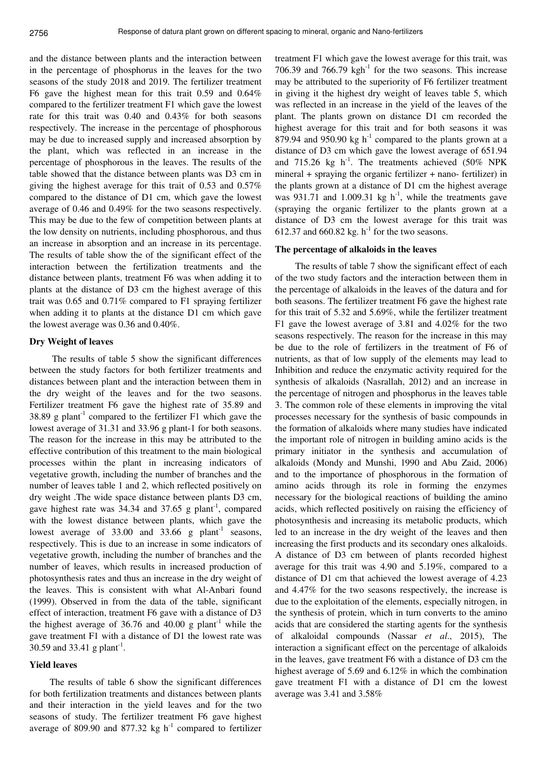and the distance between plants and the interaction between in the percentage of phosphorus in the leaves for the two seasons of the study 2018 and 2019. The fertilizer treatment F6 gave the highest mean for this trait 0.59 and 0.64% compared to the fertilizer treatment F1 which gave the lowest rate for this trait was 0.40 and 0.43% for both seasons respectively. The increase in the percentage of phosphorous may be due to increased supply and increased absorption by the plant, which was reflected in an increase in the percentage of phosphorous in the leaves. The results of the table showed that the distance between plants was D3 cm in giving the highest average for this trait of 0.53 and 0.57% compared to the distance of D1 cm, which gave the lowest average of 0.46 and 0.49% for the two seasons respectively. This may be due to the few of competition between plants at the low density on nutrients, including phosphorous, and thus an increase in absorption and an increase in its percentage. The results of table show the of the significant effect of the interaction between the fertilization treatments and the distance between plants, treatment F6 was when adding it to plants at the distance of D3 cm the highest average of this trait was 0.65 and 0.71% compared to F1 spraying fertilizer when adding it to plants at the distance D1 cm which gave the lowest average was 0.36 and 0.40%.

### Dry Weight of leaves

The results of table 5 show the significant differences between the study factors for both fertilizer treatments and distances between plant and the interaction between them in the dry weight of the leaves and for the two seasons. Fertilizer treatment F6 gave the highest rate of 35.89 and 38.89 g plant$^{-1}$ compared to the fertilizer F1 which gave the lowest average of 31.31 and 33.96 g plant-1 for both seasons. The reason for the increase in this may be attributed to the effective contribution of this treatment to the main biological processes within the plant in increasing indicators of vegetative growth, including the number of branches and the number of leaves table 1 and 2, which reflected positively on dry weight .The wide space distance between plants D3 cm, gave highest rate was 34.34 and 37.65 g plant$^{-1}$, compared with the lowest distance between plants, which gave the lowest average of 33.00 and 33.66 g plant$^{-1}$ seasons, respectively. This is due to an increase in some indicators of vegetative growth, including the number of branches and the number of leaves, which results in increased production of photosynthesis rates and thus an increase in the dry weight of the leaves. This is consistent with what Al-Anbari found (1999). Observed in from the data of the table, significant effect of interaction, treatment F6 gave with a distance of D3 the highest average of 36.76 and 40.00 g plant$^{-1}$ while the gave treatment F1 with a distance of D1 the lowest rate was 30.59 and 33.41 g plant$^{-1}$.

### Yield leaves

The results of table 6 show the significant differences for both fertilization treatments and distances between plants and their interaction in the yield leaves and for the two seasons of study. The fertilizer treatment F6 gave highest average of 809.90 and 877.32 kg h$^{-1}$ compared to fertilizer treatment F1 which gave the lowest average for this trait, was 706.39 and 766.79 kgh$^{-1}$ for the two seasons. This increase may be attributed to the superiority of F6 fertilizer treatment in giving it the highest dry weight of leaves table 5, which was reflected in an increase in the yield of the leaves of the plant. The plants grown on distance D1 cm recorded the highest average for this trait and for both seasons it was 879.94 and 950.90 kg h$^{-1}$ compared to the plants grown at a distance of D3 cm which gave the lowest average of 651.94 and 715.26 kg h$^{-1}$. The treatments achieved (50% NPK mineral + spraying the organic fertilizer + nano- fertilizer) in the plants grown at a distance of D1 cm the highest average was 931.71 and 1.009.31 kg h$^{-1}$, while the treatments gave (spraying the organic fertilizer to the plants grown at a distance of D3 cm the lowest average for this trait was 612.37 and 660.82 kg. h$^{-1}$ for the two seasons.

### The percentage of alkaloids in the leaves

The results of table 7 show the significant effect of each of the two study factors and the interaction between them in the percentage of alkaloids in the leaves of the datura and for both seasons. The fertilizer treatment F6 gave the highest rate for this trait of 5.32 and 5.69%, while the fertilizer treatment F1 gave the lowest average of 3.81 and 4.02% for the two seasons respectively. The reason for the increase in this may be due to the role of fertilizers in the treatment of F6 of nutrients, as that of low supply of the elements may lead to Inhibition and reduce the enzymatic activity required for the synthesis of alkaloids (Nasrallah, 2012) and an increase in the percentage of nitrogen and phosphorus in the leaves table 3. The common role of these elements in improving the vital processes necessary for the synthesis of basic compounds in the formation of alkaloids where many studies have indicated the important role of nitrogen in building amino acids is the primary initiator in the synthesis and accumulation of alkaloids (Mondy and Munshi, 1990 and Abu Zaid, 2006) and to the importance of phosphorous in the formation of amino acids through its role in forming the enzymes necessary for the biological reactions of building the amino acids, which reflected positively on raising the efficiency of photosynthesis and increasing its metabolic products, which led to an increase in the dry weight of the leaves and then increasing the first products and its secondary ones alkaloids. A distance of D3 cm between of plants recorded highest average for this trait was 4.90 and 5.19%, compared to a distance of D1 cm that achieved the lowest average of 4.23 and 4.47% for the two seasons respectively, the increase is due to the exploitation of the elements, especially nitrogen, in the synthesis of protein, which in turn converts to the amino acids that are considered the starting agents for the synthesis of alkaloidal compounds (Nassar *et al*., 2015), The interaction a significant effect on the percentage of alkaloids in the leaves, gave treatment F6 with a distance of D3 cm the highest average of 5.69 and 6.12% in which the combination gave treatment F1 with a distance of D1 cm the lowest average was 3.41 and 3.58%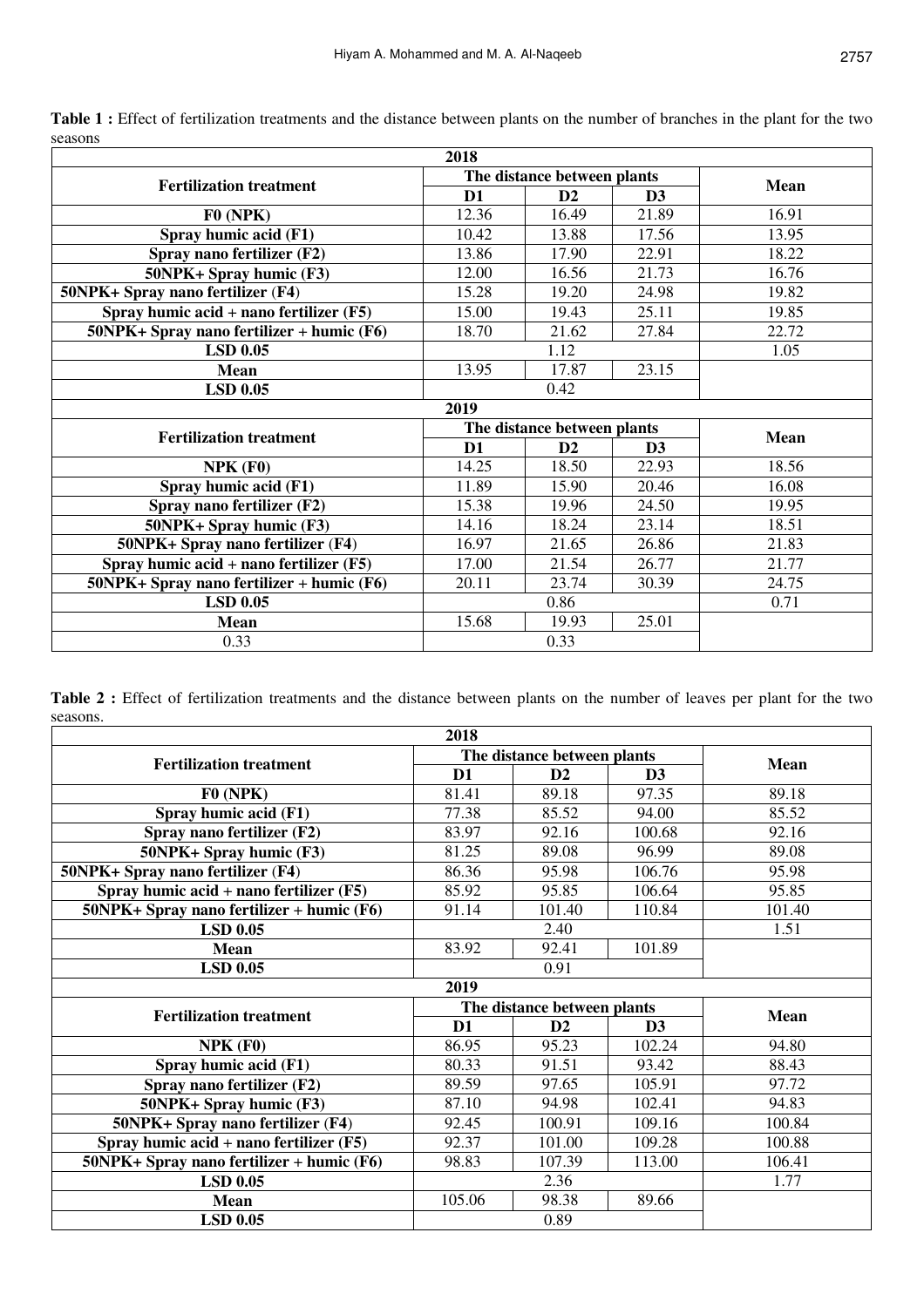**Table 1 :** Effect of fertilization treatments and the distance between plants on the number of branches in the plant for the two seasons

| 2018 | | | | |
|---|---|---|---|---|
| **Fertilization treatment** | **The distance between plants** | | | **Mean** |
| | **D1** | **D2** | **D3** | |
| **F0 (NPK)** | 12.36 | 16.49 | 21.89 | 16.91 |
| **Spray humic acid (F1)** | 10.42 | 13.88 | 17.56 | 13.95 |
| **Spray nano fertilizer (F2)** | 13.86 | 17.90 | 22.91 | 18.22 |
| **50NPK+ Spray humic (F3)** | 12.00 | 16.56 | 21.73 | 16.76 |
| **50NPK+ Spray nano fertilizer (F4)** | 15.28 | 19.20 | 24.98 | 19.82 |
| **Spray humic acid + nano fertilizer (F5)** | 15.00 | 19.43 | 25.11 | 19.85 |
| **50NPK+ Spray nano fertilizer + humic (F6)** | 18.70 | 21.62 | 27.84 | 22.72 |
| **LSD 0.05** | 1.12 | | | 1.05 |
| **Mean** | 13.95 | 17.87 | 23.15 | |
| **LSD 0.05** | 0.42 | | | |
| **2019** | | | | |
| **Fertilization treatment** | **The distance between plants** | | | **Mean** |
| | **D1** | **D2** | **D3** | |
| **NPK (F0)** | 14.25 | 18.50 | 22.93 | 18.56 |
| **Spray humic acid (F1)** | 11.89 | 15.90 | 20.46 | 16.08 |
| **Spray nano fertilizer (F2)** | 15.38 | 19.96 | 24.50 | 19.95 |
| **50NPK+ Spray humic (F3)** | 14.16 | 18.24 | 23.14 | 18.51 |
| **50NPK+ Spray nano fertilizer (F4)** | 16.97 | 21.65 | 26.86 | 21.83 |
| **Spray humic acid + nano fertilizer (F5)** | 17.00 | 21.54 | 26.77 | 21.77 |
| **50NPK+ Spray nano fertilizer + humic (F6)** | 20.11 | 23.74 | 30.39 | 24.75 |
| **LSD 0.05** | 0.86 | | | 0.71 |
| **Mean** | 15.68 | 19.93 | 25.01 | |
| 0.33 | 0.33 | | | |

**Table 2 :** Effect of fertilization treatments and the distance between plants on the number of leaves per plant for the two seasons.

| 2018 | | | | |
|---|---|---|---|---|
| **Fertilization treatment** | **The distance between plants** | | | **Mean** |
| | **D1** | **D2** | **D3** | |
| **F0 (NPK)** | 81.41 | 89.18 | 97.35 | 89.18 |
| **Spray humic acid (F1)** | 77.38 | 85.52 | 94.00 | 85.52 |
| **Spray nano fertilizer (F2)** | 83.97 | 92.16 | 100.68 | 92.16 |
| **50NPK+ Spray humic (F3)** | 81.25 | 89.08 | 96.99 | 89.08 |
| **50NPK+ Spray nano fertilizer (F4)** | 86.36 | 95.98 | 106.76 | 95.98 |
| **Spray humic acid + nano fertilizer (F5)** | 85.92 | 95.85 | 106.64 | 95.85 |
| **50NPK+ Spray nano fertilizer + humic (F6)** | 91.14 | 101.40 | 110.84 | 101.40 |
| **LSD 0.05** | 2.40 | | | 1.51 |
| **Mean** | 83.92 | 92.41 | 101.89 | |
| **LSD 0.05** | 0.91 | | | |
| **2019** | | | | |
| **Fertilization treatment** | **The distance between plants** | | | **Mean** |
| | **D1** | **D2** | **D3** | |
| **NPK (F0)** | 86.95 | 95.23 | 102.24 | 94.80 |
| **Spray humic acid (F1)** | 80.33 | 91.51 | 93.42 | 88.43 |
| **Spray nano fertilizer (F2)** | 89.59 | 97.65 | 105.91 | 97.72 |
| **50NPK+ Spray humic (F3)** | 87.10 | 94.98 | 102.41 | 94.83 |
| **50NPK+ Spray nano fertilizer (F4)** | 92.45 | 100.91 | 109.16 | 100.84 |
| **Spray humic acid + nano fertilizer (F5)** | 92.37 | 101.00 | 109.28 | 100.88 |
| **50NPK+ Spray nano fertilizer + humic (F6)** | 98.83 | 107.39 | 113.00 | 106.41 |
| **LSD 0.05** | 2.36 | | | 1.77 |
| **Mean** | 105.06 | 98.38 | 89.66 | |
| **LSD 0.05** | 0.89 | | | |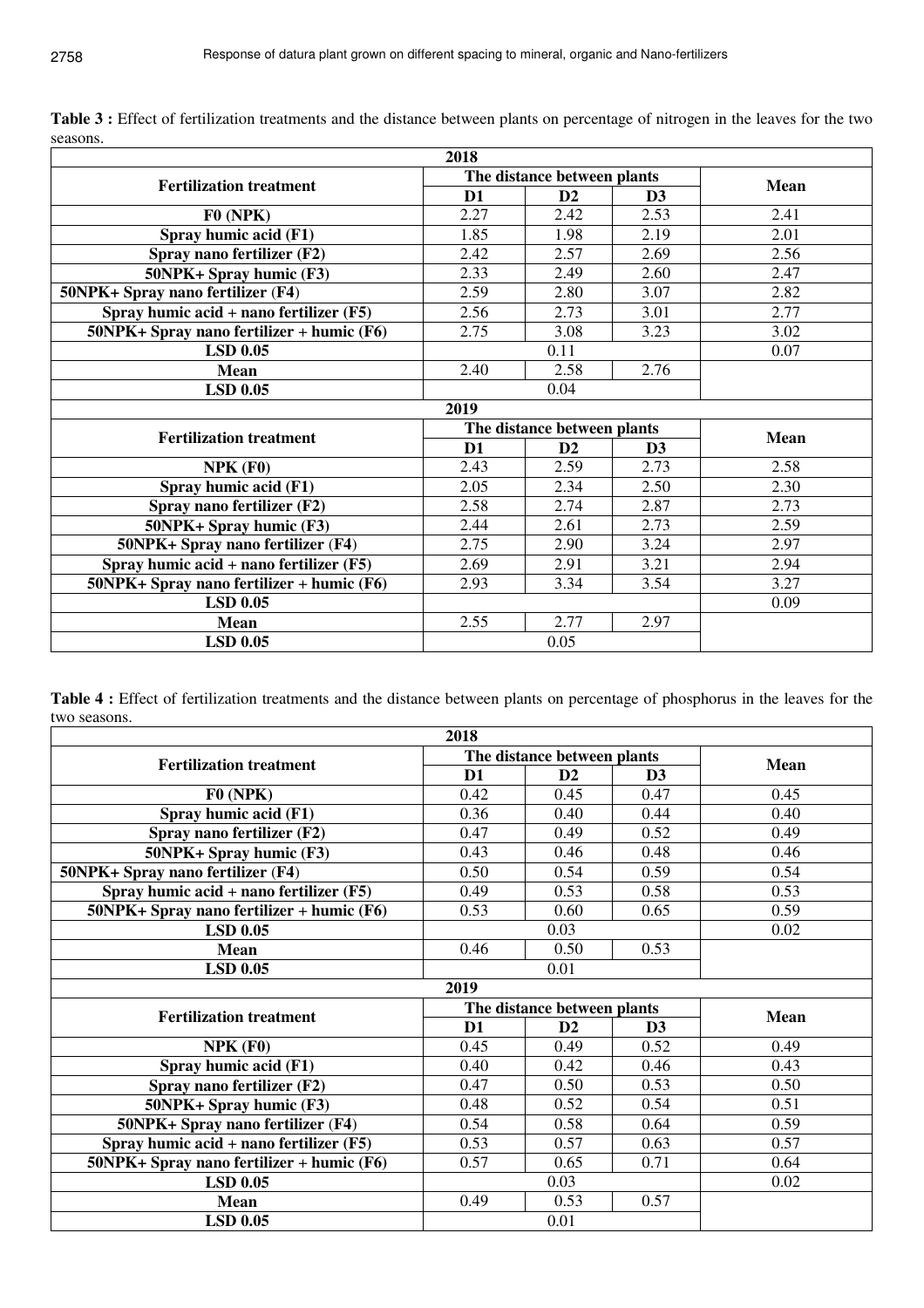**Table 3 :** Effect of fertilization treatments and the distance between plants on percentage of nitrogen in the leaves for the two seasons.

| 2018 | | | | |
|---|---|---|---|---|
| **Fertilization treatment** | **The distance between plants** | | | **Mean** |
| | **D1** | **D2** | **D3** | |
| **F0 (NPK)** | 2.27 | 2.42 | 2.53 | 2.41 |
| **Spray humic acid (F1)** | 1.85 | 1.98 | 2.19 | 2.01 |
| **Spray nano fertilizer (F2)** | 2.42 | 2.57 | 2.69 | 2.56 |
| **50NPK+ Spray humic (F3)** | 2.33 | 2.49 | 2.60 | 2.47 |
| **50NPK+ Spray nano fertilizer (F4)** | 2.59 | 2.80 | 3.07 | 2.82 |
| **Spray humic acid + nano fertilizer (F5)** | 2.56 | 2.73 | 3.01 | 2.77 |
| **50NPK+ Spray nano fertilizer + humic (F6)** | 2.75 | 3.08 | 3.23 | 3.02 |
| **LSD 0.05** | 0.11 | | | 0.07 |
| **Mean** | 2.40 | 2.58 | 2.76 | |
| **LSD 0.05** | 0.04 | | | |
| **2019** | | | | |
| **Fertilization treatment** | **The distance between plants** | | | **Mean** |
| | **D1** | **D2** | **D3** | |
| **NPK (F0)** | 2.43 | 2.59 | 2.73 | 2.58 |
| **Spray humic acid (F1)** | 2.05 | 2.34 | 2.50 | 2.30 |
| **Spray nano fertilizer (F2)** | 2.58 | 2.74 | 2.87 | 2.73 |
| **50NPK+ Spray humic (F3)** | 2.44 | 2.61 | 2.73 | 2.59 |
| **50NPK+ Spray nano fertilizer (F4)** | 2.75 | 2.90 | 3.24 | 2.97 |
| **Spray humic acid + nano fertilizer (F5)** | 2.69 | 2.91 | 3.21 | 2.94 |
| **50NPK+ Spray nano fertilizer + humic (F6)** | 2.93 | 3.34 | 3.54 | 3.27 |
| **LSD 0.05** | | | | 0.09 |
| **Mean** | 2.55 | 2.77 | 2.97 | |
| **LSD 0.05** | 0.05 | | | |

**Table 4 :** Effect of fertilization treatments and the distance between plants on percentage of phosphorus in the leaves for the two seasons.

| 2018 | | | | |
|---|---|---|---|---|
| **Fertilization treatment** | **The distance between plants** | | | **Mean** |
| | **D1** | **D2** | **D3** | |
| **F0 (NPK)** | 0.42 | 0.45 | 0.47 | 0.45 |
| **Spray humic acid (F1)** | 0.36 | 0.40 | 0.44 | 0.40 |
| **Spray nano fertilizer (F2)** | 0.47 | 0.49 | 0.52 | 0.49 |
| **50NPK+ Spray humic (F3)** | 0.43 | 0.46 | 0.48 | 0.46 |
| **50NPK+ Spray nano fertilizer (F4)** | 0.50 | 0.54 | 0.59 | 0.54 |
| **Spray humic acid + nano fertilizer (F5)** | 0.49 | 0.53 | 0.58 | 0.53 |
| **50NPK+ Spray nano fertilizer + humic (F6)** | 0.53 | 0.60 | 0.65 | 0.59 |
| **LSD 0.05** | 0.03 | | | 0.02 |
| **Mean** | 0.46 | 0.50 | 0.53 | |
| **LSD 0.05** | 0.01 | | | |
| **2019** | | | | |
| **Fertilization treatment** | **The distance between plants** | | | **Mean** |
| | **D1** | **D2** | **D3** | |
| **NPK (F0)** | 0.45 | 0.49 | 0.52 | 0.49 |
| **Spray humic acid (F1)** | 0.40 | 0.42 | 0.46 | 0.43 |
| **Spray nano fertilizer (F2)** | 0.47 | 0.50 | 0.53 | 0.50 |
| **50NPK+ Spray humic (F3)** | 0.48 | 0.52 | 0.54 | 0.51 |
| **50NPK+ Spray nano fertilizer (F4)** | 0.54 | 0.58 | 0.64 | 0.59 |
| **Spray humic acid + nano fertilizer (F5)** | 0.53 | 0.57 | 0.63 | 0.57 |
| **50NPK+ Spray nano fertilizer + humic (F6)** | 0.57 | 0.65 | 0.71 | 0.64 |
| **LSD 0.05** | 0.03 | | | 0.02 |
| **Mean** | 0.49 | 0.53 | 0.57 | |
| **LSD 0.05** | 0.01 | | | |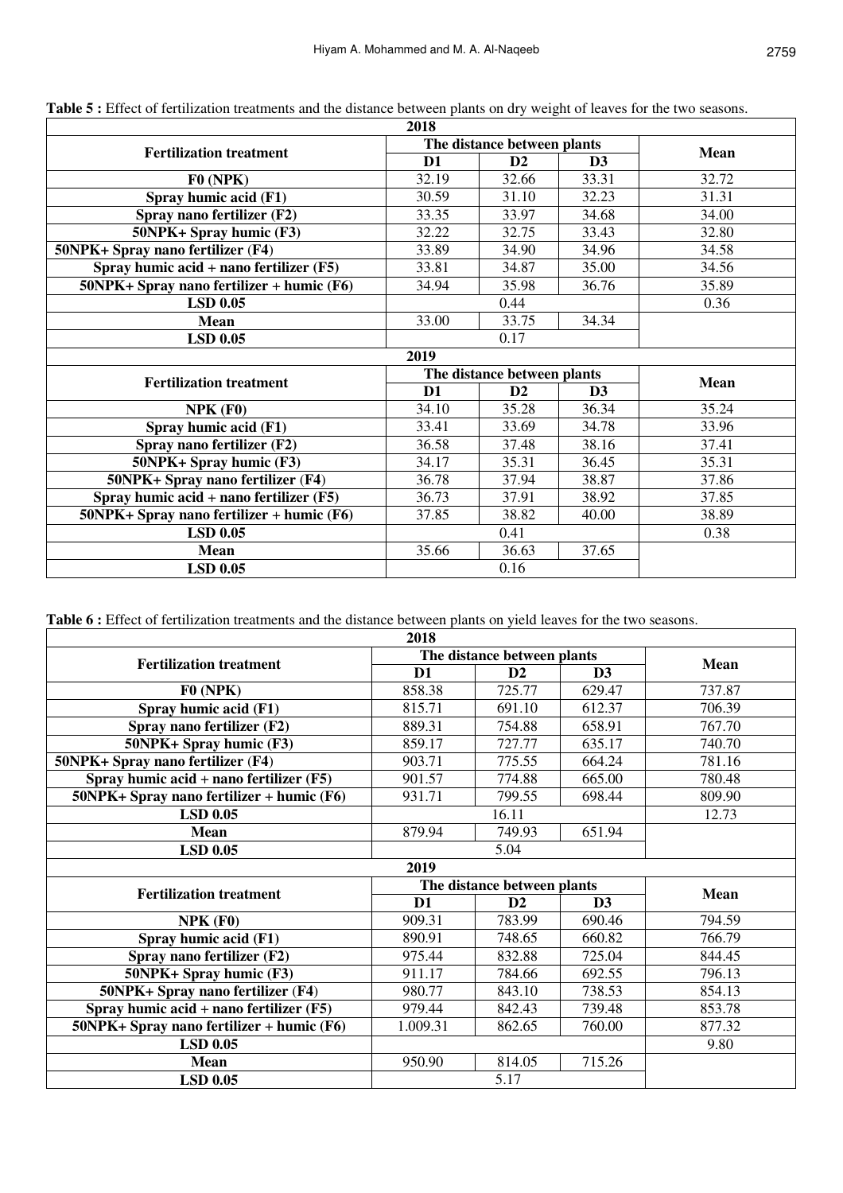**Table 5 :** Effect of fertilization treatments and the distance between plants on dry weight of leaves for the two seasons.

| 2018 | | | | |
|---|---|---|---|---|
| **Fertilization treatment** | **The distance between plants** | | | **Mean** |
| | **D1** | **D2** | **D3** | |
| **F0 (NPK)** | 32.19 | 32.66 | 33.31 | 32.72 |
| **Spray humic acid (F1)** | 30.59 | 31.10 | 32.23 | 31.31 |
| **Spray nano fertilizer (F2)** | 33.35 | 33.97 | 34.68 | 34.00 |
| **50NPK+ Spray humic (F3)** | 32.22 | 32.75 | 33.43 | 32.80 |
| **50NPK+ Spray nano fertilizer (F4)** | 33.89 | 34.90 | 34.96 | 34.58 |
| **Spray humic acid + nano fertilizer (F5)** | 33.81 | 34.87 | 35.00 | 34.56 |
| **50NPK+ Spray nano fertilizer + humic (F6)** | 34.94 | 35.98 | 36.76 | 35.89 |
| **LSD 0.05** | 0.44 | | | 0.36 |
| **Mean** | 33.00 | 33.75 | 34.34 | |
| **LSD 0.05** | 0.17 | | | |
| **2019** | | | | |
| **Fertilization treatment** | **The distance between plants** | | | **Mean** |
| | **D1** | **D2** | **D3** | |
| **NPK (F0)** | 34.10 | 35.28 | 36.34 | 35.24 |
| **Spray humic acid (F1)** | 33.41 | 33.69 | 34.78 | 33.96 |
| **Spray nano fertilizer (F2)** | 36.58 | 37.48 | 38.16 | 37.41 |
| **50NPK+ Spray humic (F3)** | 34.17 | 35.31 | 36.45 | 35.31 |
| **50NPK+ Spray nano fertilizer (F4)** | 36.78 | 37.94 | 38.87 | 37.86 |
| **Spray humic acid + nano fertilizer (F5)** | 36.73 | 37.91 | 38.92 | 37.85 |
| **50NPK+ Spray nano fertilizer + humic (F6)** | 37.85 | 38.82 | 40.00 | 38.89 |
| **LSD 0.05** | 0.41 | | | 0.38 |
| **Mean** | 35.66 | 36.63 | 37.65 | |
| **LSD 0.05** | 0.16 | | | |

**Table 6 :** Effect of fertilization treatments and the distance between plants on yield leaves for the two seasons.

| 2018 | | | | |
|---|---|---|---|---|
| **Fertilization treatment** | **The distance between plants** | | | **Mean** |
| | **D1** | **D2** | **D3** | |
| **F0 (NPK)** | 858.38 | 725.77 | 629.47 | 737.87 |
| **Spray humic acid (F1)** | 815.71 | 691.10 | 612.37 | 706.39 |
| **Spray nano fertilizer (F2)** | 889.31 | 754.88 | 658.91 | 767.70 |
| **50NPK+ Spray humic (F3)** | 859.17 | 727.77 | 635.17 | 740.70 |
| **50NPK+ Spray nano fertilizer (F4)** | 903.71 | 775.55 | 664.24 | 781.16 |
| **Spray humic acid + nano fertilizer (F5)** | 901.57 | 774.88 | 665.00 | 780.48 |
| **50NPK+ Spray nano fertilizer + humic (F6)** | 931.71 | 799.55 | 698.44 | 809.90 |
| **LSD 0.05** | 16.11 | | | 12.73 |
| **Mean** | 879.94 | 749.93 | 651.94 | |
| **LSD 0.05** | 5.04 | | | |
| **2019** | | | | |
| **Fertilization treatment** | **The distance between plants** | | | **Mean** |
| | **D1** | **D2** | **D3** | |
| **NPK (F0)** | 909.31 | 783.99 | 690.46 | 794.59 |
| **Spray humic acid (F1)** | 890.91 | 748.65 | 660.82 | 766.79 |
| **Spray nano fertilizer (F2)** | 975.44 | 832.88 | 725.04 | 844.45 |
| **50NPK+ Spray humic (F3)** | 911.17 | 784.66 | 692.55 | 796.13 |
| **50NPK+ Spray nano fertilizer (F4)** | 980.77 | 843.10 | 738.53 | 854.13 |
| **Spray humic acid + nano fertilizer (F5)** | 979.44 | 842.43 | 739.48 | 853.78 |
| **50NPK+ Spray nano fertilizer + humic (F6)** | 1.009.31 | 862.65 | 760.00 | 877.32 |
| **LSD 0.05** | | | | 9.80 |
| **Mean** | 950.90 | 814.05 | 715.26 | |
| **LSD 0.05** | 5.17 | | | |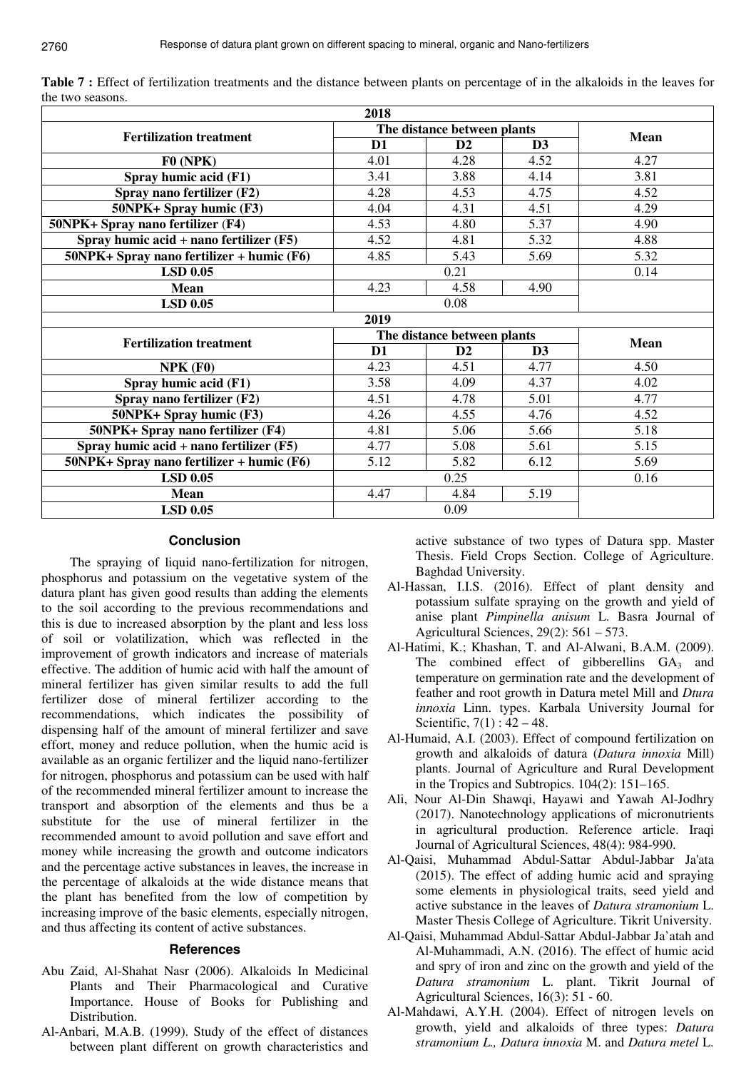**Table 7 :** Effect of fertilization treatments and the distance between plants on percentage of in the alkaloids in the leaves for the two seasons.

| 2018 | | | | |
|---|---|---|---|---|
| **Fertilization treatment** | **The distance between plants** | | | **Mean** |
| | **D1** | **D2** | **D3** | |
| **F0 (NPK)** | 4.01 | 4.28 | 4.52 | 4.27 |
| **Spray humic acid (F1)** | 3.41 | 3.88 | 4.14 | 3.81 |
| **Spray nano fertilizer (F2)** | 4.28 | 4.53 | 4.75 | 4.52 |
| **50NPK+ Spray humic (F3)** | 4.04 | 4.31 | 4.51 | 4.29 |
| **50NPK+ Spray nano fertilizer (F4)** | 4.53 | 4.80 | 5.37 | 4.90 |
| **Spray humic acid + nano fertilizer (F5)** | 4.52 | 4.81 | 5.32 | 4.88 |
| **50NPK+ Spray nano fertilizer + humic (F6)** | 4.85 | 5.43 | 5.69 | 5.32 |
| **LSD 0.05** | 0.21 | | | 0.14 |
| **Mean** | 4.23 | 4.58 | 4.90 | |
| **LSD 0.05** | 0.08 | | | |
| **2019** | | | | |
| **Fertilization treatment** | **The distance between plants** | | | **Mean** |
| | **D1** | **D2** | **D3** | |
| **NPK (F0)** | 4.23 | 4.51 | 4.77 | 4.50 |
| **Spray humic acid (F1)** | 3.58 | 4.09 | 4.37 | 4.02 |
| **Spray nano fertilizer (F2)** | 4.51 | 4.78 | 5.01 | 4.77 |
| **50NPK+ Spray humic (F3)** | 4.26 | 4.55 | 4.76 | 4.52 |
| **50NPK+ Spray nano fertilizer (F4)** | 4.81 | 5.06 | 5.66 | 5.18 |
| **Spray humic acid + nano fertilizer (F5)** | 4.77 | 5.08 | 5.61 | 5.15 |
| **50NPK+ Spray nano fertilizer + humic (F6)** | 5.12 | 5.82 | 6.12 | 5.69 |
| **LSD 0.05** | 0.25 | | | 0.16 |
| **Mean** | 4.47 | 4.84 | 5.19 | |
| **LSD 0.05** | 0.09 | | | |

## Conclusion

The spraying of liquid nano-fertilization for nitrogen, phosphorus and potassium on the vegetative system of the datura plant has given good results than adding the elements to the soil according to the previous recommendations and this is due to increased absorption by the plant and less loss of soil or volatilization, which was reflected in the improvement of growth indicators and increase of materials effective. The addition of humic acid with half the amount of mineral fertilizer has given similar results to add the full fertilizer dose of mineral fertilizer according to the recommendations, which indicates the possibility of dispensing half of the amount of mineral fertilizer and save effort, money and reduce pollution, when the humic acid is available as an organic fertilizer and the liquid nano-fertilizer for nitrogen, phosphorus and potassium can be used with half of the recommended mineral fertilizer amount to increase the transport and absorption of the elements and thus be a substitute for the use of mineral fertilizer in the recommended amount to avoid pollution and save effort and money while increasing the growth and outcome indicators and the percentage active substances in leaves, the increase in the percentage of alkaloids at the wide distance means that the plant has benefited from the low of competition by increasing improve of the basic elements, especially nitrogen, and thus affecting its content of active substances.

## References

Abu Zaid, Al-Shahat Nasr (2006). Alkaloids In Medicinal Plants and Their Pharmacological and Curative Importance. House of Books for Publishing and Distribution.

Al-Anbari, M.A.B. (1999). Study of the effect of distances between plant different on growth characteristics and active substance of two types of Datura spp. Master Thesis. Field Crops Section. College of Agriculture. Baghdad University.

Al-Hassan, I.I.S. (2016). Effect of plant density and potassium sulfate spraying on the growth and yield of anise plant *Pimpinella anisum* L. Basra Journal of Agricultural Sciences, 29(2): 561 – 573.

Al-Hatimi, K.; Khashan, T. and Al-Alwani, B.A.M. (2009). The combined effect of gibberellins $GA_3$ and temperature on germination rate and the development of feather and root growth in Datura metel Mill and *Dtura innoxia* Linn. types. Karbala University Journal for Scientific, 7(1) : 42 – 48.

Al-Humaid, A.I. (2003). Effect of compound fertilization on growth and alkaloids of datura (*Datura innoxia* Mill) plants. Journal of Agriculture and Rural Development in the Tropics and Subtropics. 104(2): 151–165.

Ali, Nour Al-Din Shawqi, Hayawi and Yawah Al-Jodhry (2017). Nanotechnology applications of micronutrients in agricultural production. Reference article. Iraqi Journal of Agricultural Sciences, 48(4): 984-990.

Al-Qaisi, Muhammad Abdul-Sattar Abdul-Jabbar Ja'ata (2015). The effect of adding humic acid and spraying some elements in physiological traits, seed yield and active substance in the leaves of *Datura stramonium* L. Master Thesis College of Agriculture. Tikrit University.

Al-Qaisi, Muhammad Abdul-Sattar Abdul-Jabbar Ja'atah and Al-Muhammadi, A.N. (2016). The effect of humic acid and spry of iron and zinc on the growth and yield of the *Datura stramonium* L. plant. Tikrit Journal of Agricultural Sciences, 16(3): 51 - 60.

Al-Mahdawi, A.Y.H. (2004). Effect of nitrogen levels on growth, yield and alkaloids of three types: *Datura stramonium L., Datura innoxia* M. and *Datura metel* L.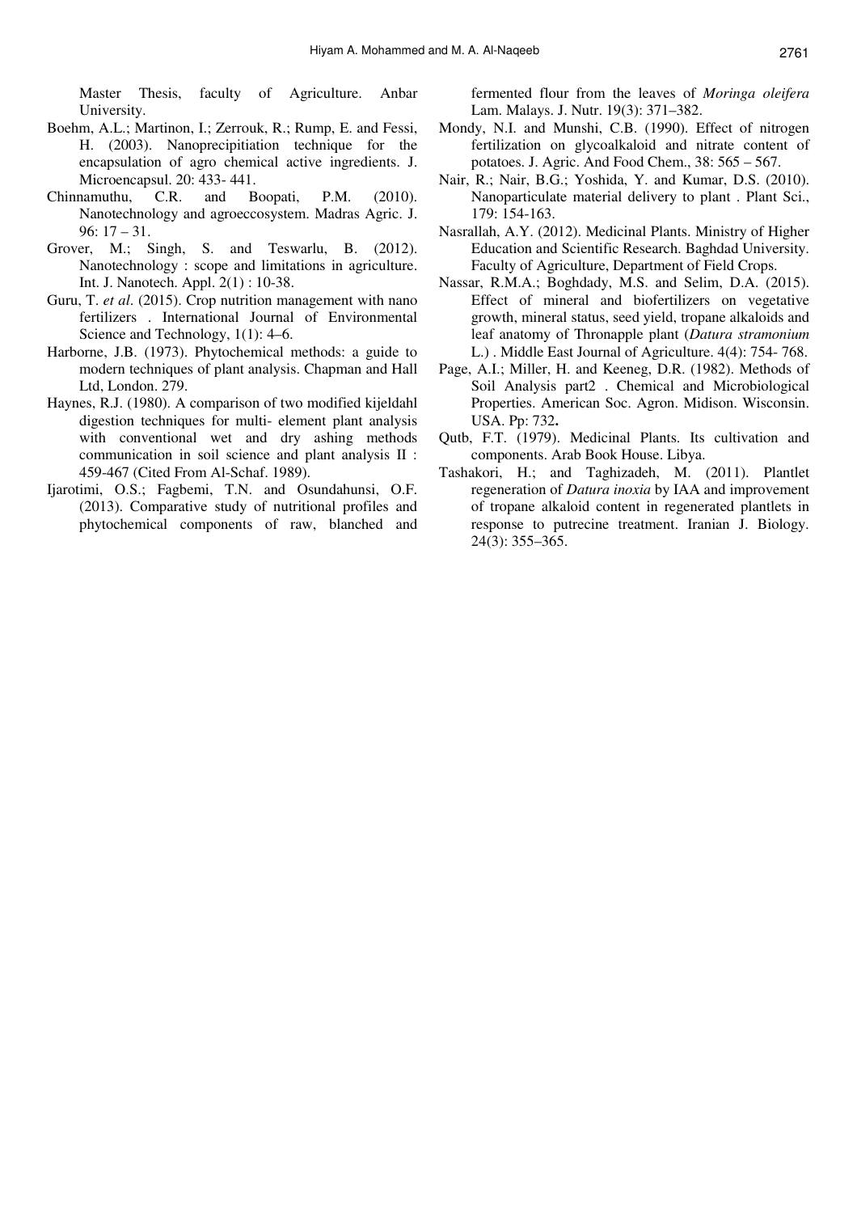Master Thesis, faculty of Agriculture. Anbar University.

Boehm, A.L.; Martinon, I.; Zerrouk, R.; Rump, E. and Fessi, H. (2003). Nanoprecipitiation technique for the encapsulation of agro chemical active ingredients. J. Microencapsul. 20: 433- 441.

Chinnamuthu, C.R. and Boopati, P.M. (2010). Nanotechnology and agroeccosystem. Madras Agric. J. 96: 17 – 31.

Grover, M.; Singh, S. and Teswarlu, B. (2012). Nanotechnology : scope and limitations in agriculture. Int. J. Nanotech. Appl. 2(1) : 10-38.

Guru, T. *et al*. (2015). Crop nutrition management with nano fertilizers . International Journal of Environmental Science and Technology, 1(1): 4–6.

Harborne, J.B. (1973). Phytochemical methods: a guide to modern techniques of plant analysis. Chapman and Hall Ltd, London. 279.

Haynes, R.J. (1980). A comparison of two modified kijeldahl digestion techniques for multi- element plant analysis with conventional wet and dry ashing methods communication in soil science and plant analysis II : 459-467 (Cited From Al-Schaf. 1989).

Ijarotimi, O.S.; Fagbemi, T.N. and Osundahunsi, O.F. (2013). Comparative study of nutritional profiles and phytochemical components of raw, blanched and fermented flour from the leaves of *Moringa oleifera* Lam. Malays. J. Nutr. 19(3): 371–382.

Mondy, N.I. and Munshi, C.B. (1990). Effect of nitrogen fertilization on glycoalkaloid and nitrate content of potatoes. J. Agric. And Food Chem., 38: 565 – 567.

Nair, R.; Nair, B.G.; Yoshida, Y. and Kumar, D.S. (2010). Nanoparticulate material delivery to plant . Plant Sci., 179: 154-163.

Nasrallah, A.Y. (2012). Medicinal Plants. Ministry of Higher Education and Scientific Research. Baghdad University. Faculty of Agriculture, Department of Field Crops.

Nassar, R.M.A.; Boghdady, M.S. and Selim, D.A. (2015). Effect of mineral and biofertilizers on vegetative growth, mineral status, seed yield, tropane alkaloids and leaf anatomy of Thronapple plant (*Datura stramonium* L.) . Middle East Journal of Agriculture. 4(4): 754- 768.

Page, A.I.; Miller, H. and Keeneg, D.R. (1982). Methods of Soil Analysis part2 . Chemical and Microbiological Properties. American Soc. Agron. Midison. Wisconsin. USA. Pp: 732**.**

Qutb, F.T. (1979). Medicinal Plants. Its cultivation and components. Arab Book House. Libya.

Tashakori, H.; and Taghizadeh, M. (2011). Plantlet regeneration of *Datura inoxia* by IAA and improvement of tropane alkaloid content in regenerated plantlets in response to putrecine treatment. Iranian J. Biology. 24(3): 355–365.